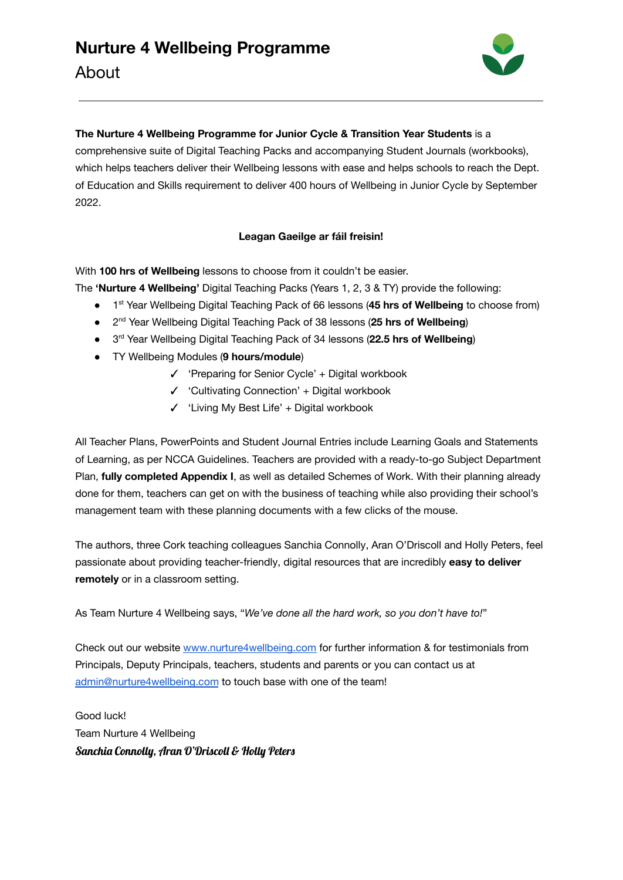# Nurture 4 Wellbeing Programme

## About

**The Nurture 4 Wellbeing Programme for Junior Cycle & Transition Year Students** is a comprehensive suite of Digital Teaching Packs and accompanying Student Journals (workbooks), which helps teachers deliver their Wellbeing lessons with ease and helps schools to reach the Dept. of Education and Skills requirement to deliver 400 hours of Wellbeing in Junior Cycle by September 2022.

**Leagan Gaeilge ar fáil freisin!**

With **100 hrs of Wellbeing** lessons to choose from it couldn't be easier.

The **'Nurture 4 Wellbeing'** Digital Teaching Packs (Years 1, 2, 3 & TY) provide the following:

- 1st Year Wellbeing Digital Teaching Pack of 66 lessons (**45 hrs of Wellbeing** to choose from)
- 2nd Year Wellbeing Digital Teaching Pack of 38 lessons (**25 hrs of Wellbeing**)
- 3rd Year Wellbeing Digital Teaching Pack of 34 lessons (**22.5 hrs of Wellbeing**)
- TY Wellbeing Modules (**9 hours/module**)
  - ✓ 'Preparing for Senior Cycle' + Digital workbook
  - ✓ 'Cultivating Connection' + Digital workbook
  - ✓ 'Living My Best Life' + Digital workbook

All Teacher Plans, PowerPoints and Student Journal Entries include Learning Goals and Statements of Learning, as per NCCA Guidelines. Teachers are provided with a ready-to-go Subject Department Plan, **fully completed Appendix I**, as well as detailed Schemes of Work. With their planning already done for them, teachers can get on with the business of teaching while also providing their school's management team with these planning documents with a few clicks of the mouse.

The authors, three Cork teaching colleagues Sanchia Connolly, Aran O'Driscoll and Holly Peters, feel passionate about providing teacher-friendly, digital resources that are incredibly **easy to deliver remotely** or in a classroom setting.

As Team Nurture 4 Wellbeing says, "*We've done all the hard work, so you don't have to!*"

Check out our website [www.nurture4wellbeing.com](http://www.nurture4wellbeing.com) for further information & for testimonials from Principals, Deputy Principals, teachers, students and parents or you can contact us at [admin@nurture4wellbeing.com](mailto:admin@nurture4wellbeing.com) to touch base with one of the team!

Good luck!
Team Nurture 4 Wellbeing
***Sanchia Connolly, Aran O'Driscoll & Holly Peters***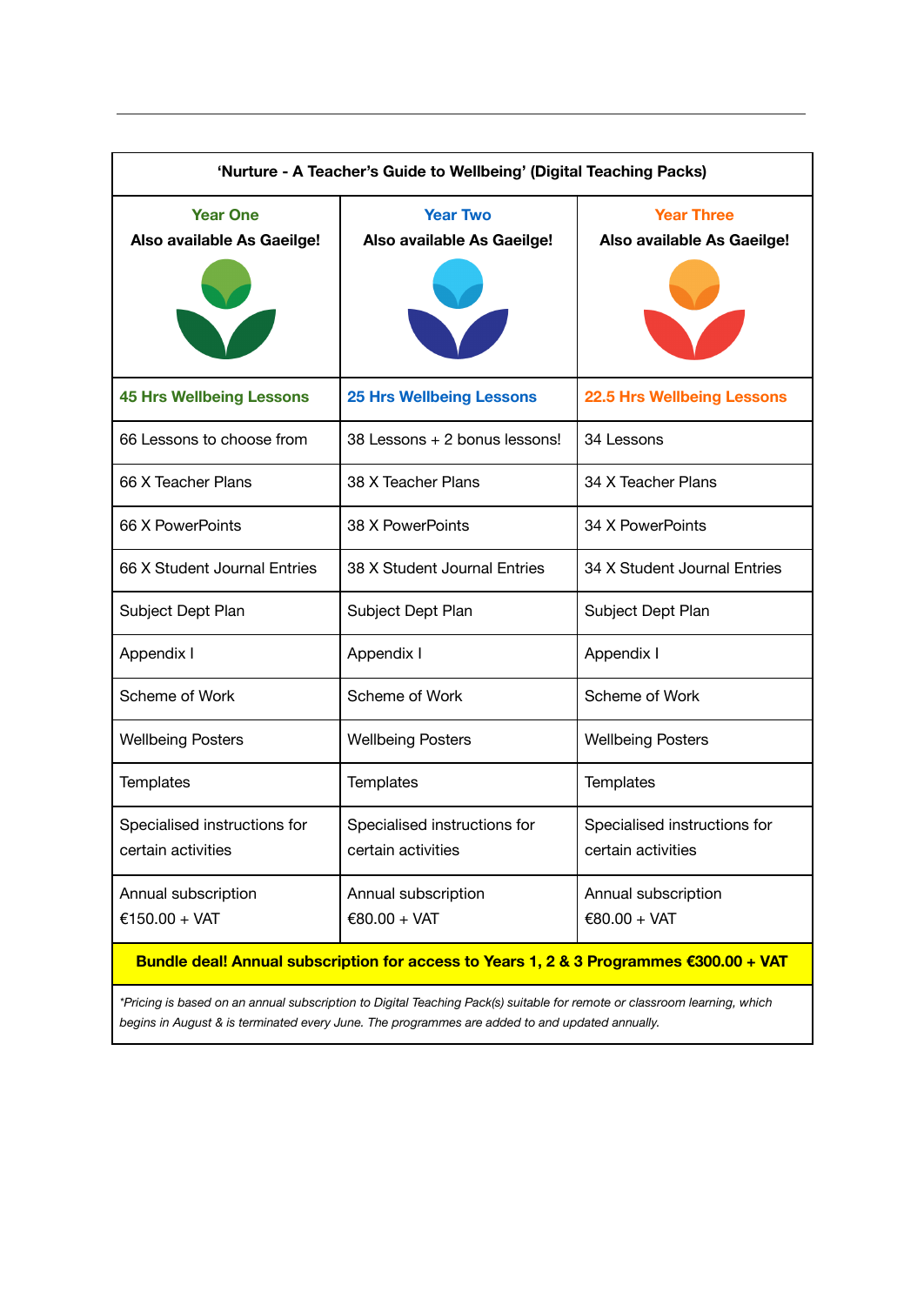| 'Nurture - A Teacher's Guide to Wellbeing' (Digital Teaching Packs) | | |
|---|---|---|
| **Year One** **Also available As Gaeilge!** | **Year Two** **Also available As Gaeilge!** | **Year Three** **Also available As Gaeilge!** |
| **45 Hrs Wellbeing Lessons** | **25 Hrs Wellbeing Lessons** | **22.5 Hrs Wellbeing Lessons** |
| 66 Lessons to choose from | 38 Lessons + 2 bonus lessons! | 34 Lessons |
| 66 X Teacher Plans | 38 X Teacher Plans | 34 X Teacher Plans |
| 66 X PowerPoints | 38 X PowerPoints | 34 X PowerPoints |
| 66 X Student Journal Entries | 38 X Student Journal Entries | 34 X Student Journal Entries |
| Subject Dept Plan | Subject Dept Plan | Subject Dept Plan |
| Appendix I | Appendix I | Appendix I |
| Scheme of Work | Scheme of Work | Scheme of Work |
| Wellbeing Posters | Wellbeing Posters | Wellbeing Posters |
| Templates | Templates | Templates |
| Specialised instructions for certain activities | Specialised instructions for certain activities | Specialised instructions for certain activities |
| Annual subscription €150.00 + VAT | Annual subscription €80.00 + VAT | Annual subscription €80.00 + VAT |
| **Bundle deal! Annual subscription for access to Years 1, 2 & 3 Programmes €300.00 + VAT** | | |
| *\*Pricing is based on an annual subscription to Digital Teaching Pack(s) suitable for remote or classroom learning, which begins in August & is terminated every June. The programmes are added to and updated annually.* | | |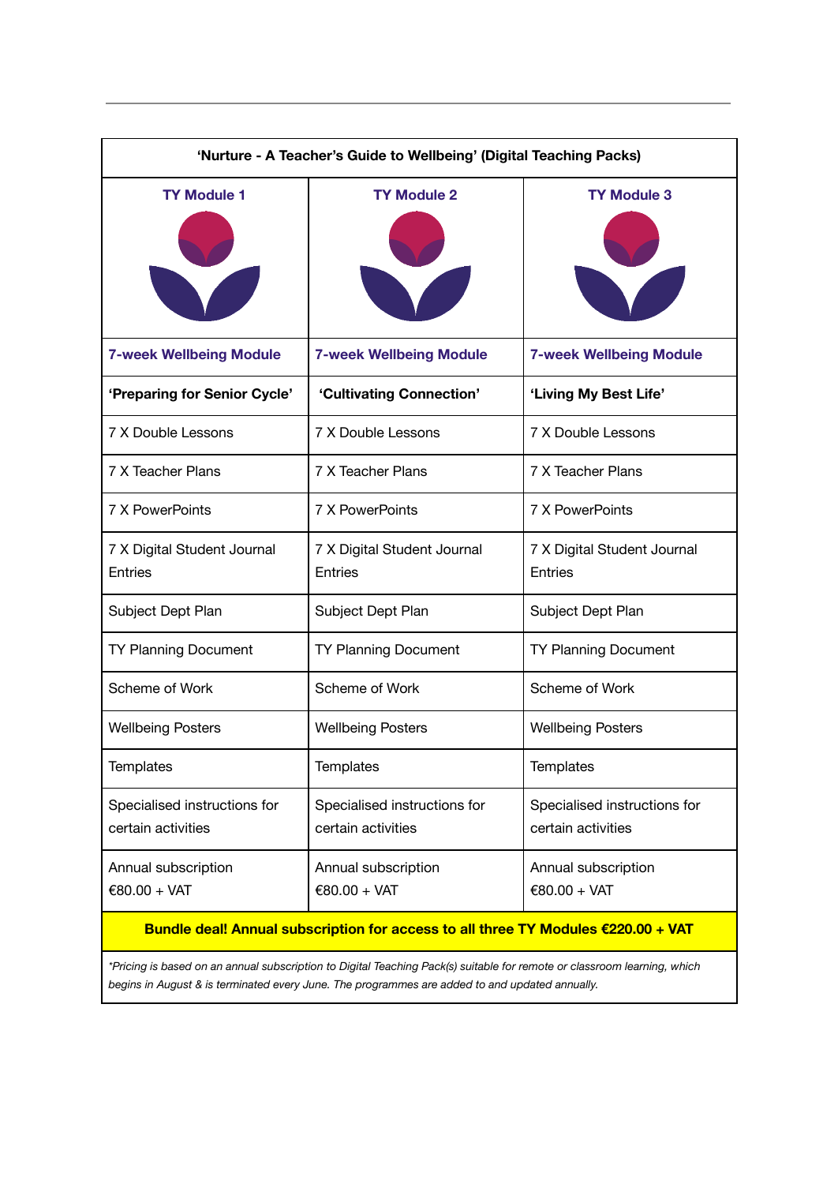| 'Nurture - A Teacher's Guide to Wellbeing' (Digital Teaching Packs) | | |
|---|---|---|
| **TY Module 1** | **TY Module 2** | **TY Module 3** |
| **7-week Wellbeing Module** | **7-week Wellbeing Module** | **7-week Wellbeing Module** |
| **'Preparing for Senior Cycle'** | **'Cultivating Connection'** | **'Living My Best Life'** |
| 7 X Double Lessons | 7 X Double Lessons | 7 X Double Lessons |
| 7 X Teacher Plans | 7 X Teacher Plans | 7 X Teacher Plans |
| 7 X PowerPoints | 7 X PowerPoints | 7 X PowerPoints |
| 7 X Digital Student Journal Entries | 7 X Digital Student Journal Entries | 7 X Digital Student Journal Entries |
| Subject Dept Plan | Subject Dept Plan | Subject Dept Plan |
| TY Planning Document | TY Planning Document | TY Planning Document |
| Scheme of Work | Scheme of Work | Scheme of Work |
| Wellbeing Posters | Wellbeing Posters | Wellbeing Posters |
| Templates | Templates | Templates |
| Specialised instructions for certain activities | Specialised instructions for certain activities | Specialised instructions for certain activities |
| Annual subscription €80.00 + VAT | Annual subscription €80.00 + VAT | Annual subscription €80.00 + VAT |
| **Bundle deal! Annual subscription for access to all three TY Modules €220.00 + VAT** | | |
| *\*Pricing is based on an annual subscription to Digital Teaching Pack(s) suitable for remote or classroom learning, which begins in August & is terminated every June. The programmes are added to and updated annually.* | | |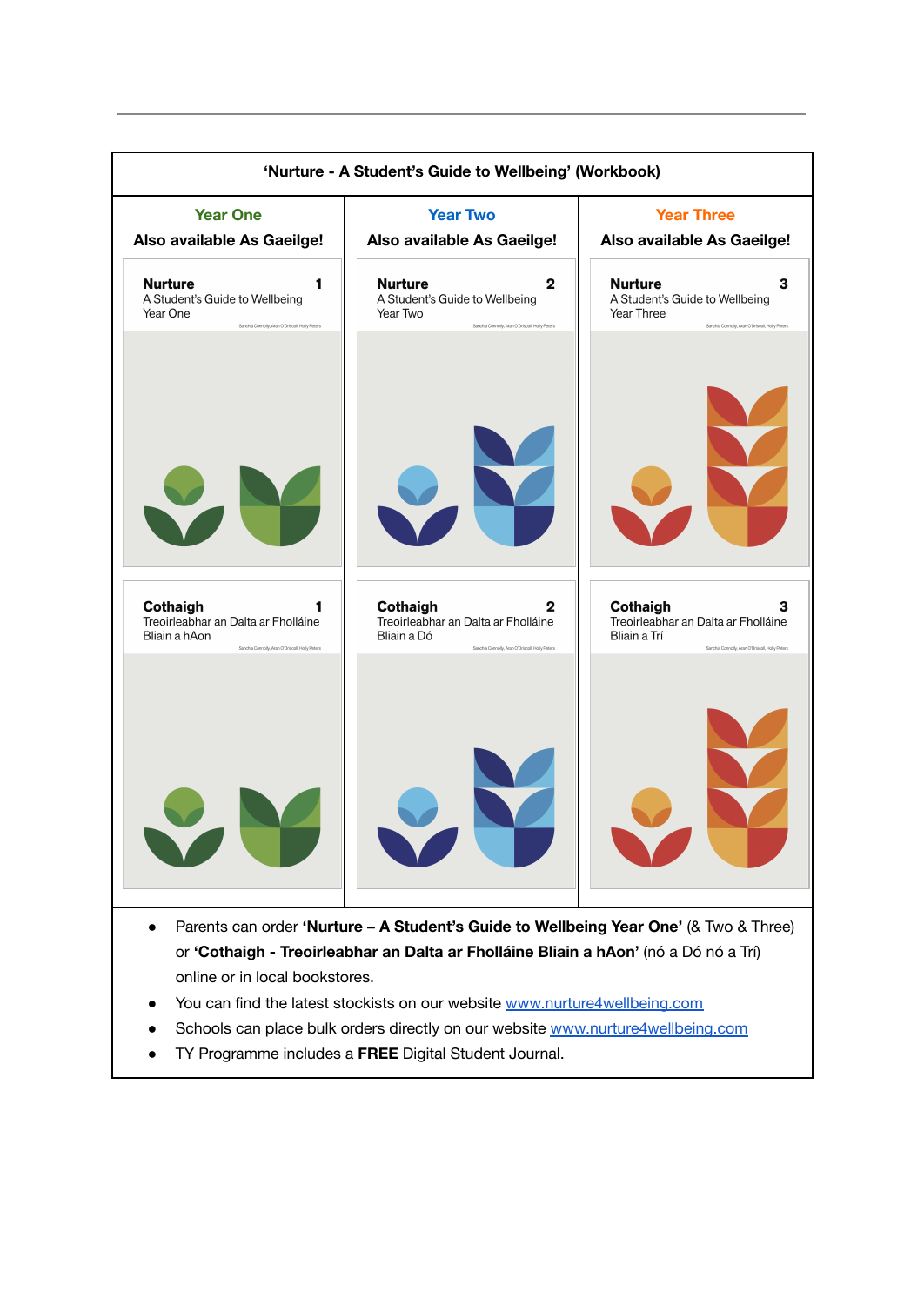| 'Nurture - A Student's Guide to Wellbeing' (Workbook) | | |
|---|---|---|
| **Year One** | **Year Two** | **Year Three** |
| **Also available As Gaeilge!** | **Also available As Gaeilge!** | **Also available As Gaeilge!** |
| **Nurture** 1<br>A Student's Guide to Wellbeing<br>Year One<br>Sancha Connolly, Aran O'Driscoll, Holly Peters | **Nurture** 2<br>A Student's Guide to Wellbeing<br>Year Two<br>Sancha Connolly, Aran O'Driscoll, Holly Peters | **Nurture** 3<br>A Student's Guide to Wellbeing<br>Year Three<br>Sancha Connolly, Aran O'Driscoll, Holly Peters |
| **Cothaigh** 1<br>Treoirleabhar an Dalta ar Fholláine<br>Bliain a hAon<br>Sancha Connolly, Aran O'Driscoll, Holly Peters | **Cothaigh** 2<br>Treoirleabhar an Dalta ar Fholláine<br>Bliain a Dó<br>Sancha Connolly, Aran O'Driscoll, Holly Peters | **Cothaigh** 3<br>Treoirleabhar an Dalta ar Fholláine<br>Bliain a Trí<br>Sancha Connolly, Aran O'Driscoll, Holly Peters |

- Parents can order **'Nurture – A Student's Guide to Wellbeing Year One'** (& Two & Three) or **'Cothaigh - Treoirleabhar an Dalta ar Fholláine Bliain a hAon'** (nó a Dó nó a Trí) online or in local bookstores.
- You can find the latest stockists on our website [www.nurture4wellbeing.com](http://www.nurture4wellbeing.com)
- Schools can place bulk orders directly on our website [www.nurture4wellbeing.com](http://www.nurture4wellbeing.com)
- TY Programme includes a **FREE** Digital Student Journal.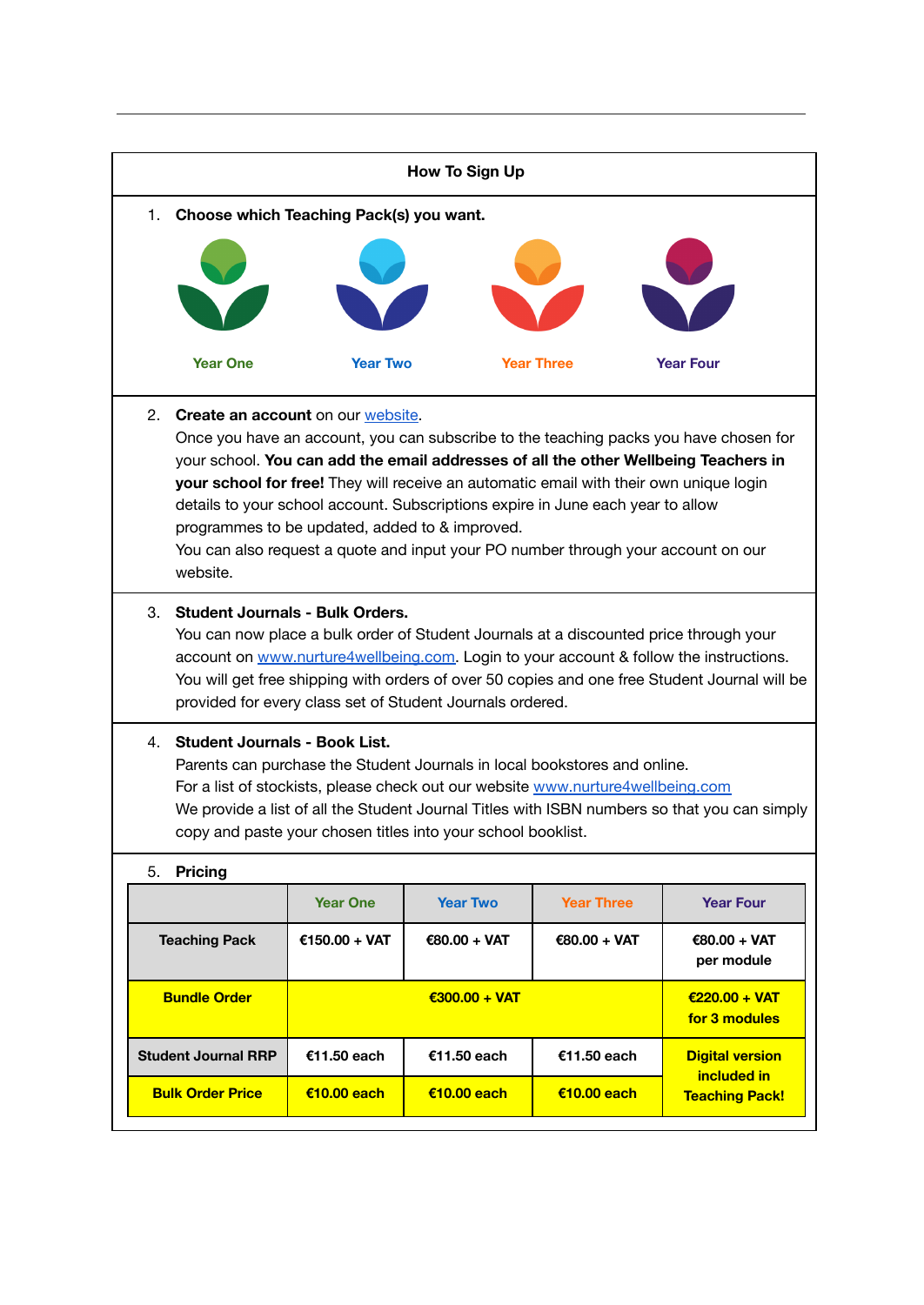## How To Sign Up

1. **Choose which Teaching Pack(s) you want.**

   Year One    Year Two    Year Three    Year Four

2. **Create an account** on our website.
   Once you have an account, you can subscribe to the teaching packs you have chosen for your school. **You can add the email addresses of all the other Wellbeing Teachers in your school for free!** They will receive an automatic email with their own unique login details to your school account. Subscriptions expire in June each year to allow programmes to be updated, added to & improved.
   You can also request a quote and input your PO number through your account on our website.

3. **Student Journals - Bulk Orders.**
   You can now place a bulk order of Student Journals at a discounted price through your account on www.nurture4wellbeing.com. Login to your account & follow the instructions. You will get free shipping with orders of over 50 copies and one free Student Journal will be provided for every class set of Student Journals ordered.

4. **Student Journals - Book List.**
   Parents can purchase the Student Journals in local bookstores and online.
   For a list of stockists, please check out our website www.nurture4wellbeing.com
   We provide a list of all the Student Journal Titles with ISBN numbers so that you can simply copy and paste your chosen titles into your school booklist.

5. **Pricing**

| | Year One | Year Two | Year Three | Year Four |
|---|---|---|---|---|
| **Teaching Pack** | **€150.00 + VAT** | **€80.00 + VAT** | **€80.00 + VAT** | **€80.00 + VAT per module** |
| **Bundle Order** | **€300.00 + VAT** | | | **€220.00 + VAT for 3 modules** |
| **Student Journal RRP** | **€11.50 each** | **€11.50 each** | **€11.50 each** | **Digital version included in Teaching Pack!** |
| **Bulk Order Price** | **€10.00 each** | **€10.00 each** | **€10.00 each** | |